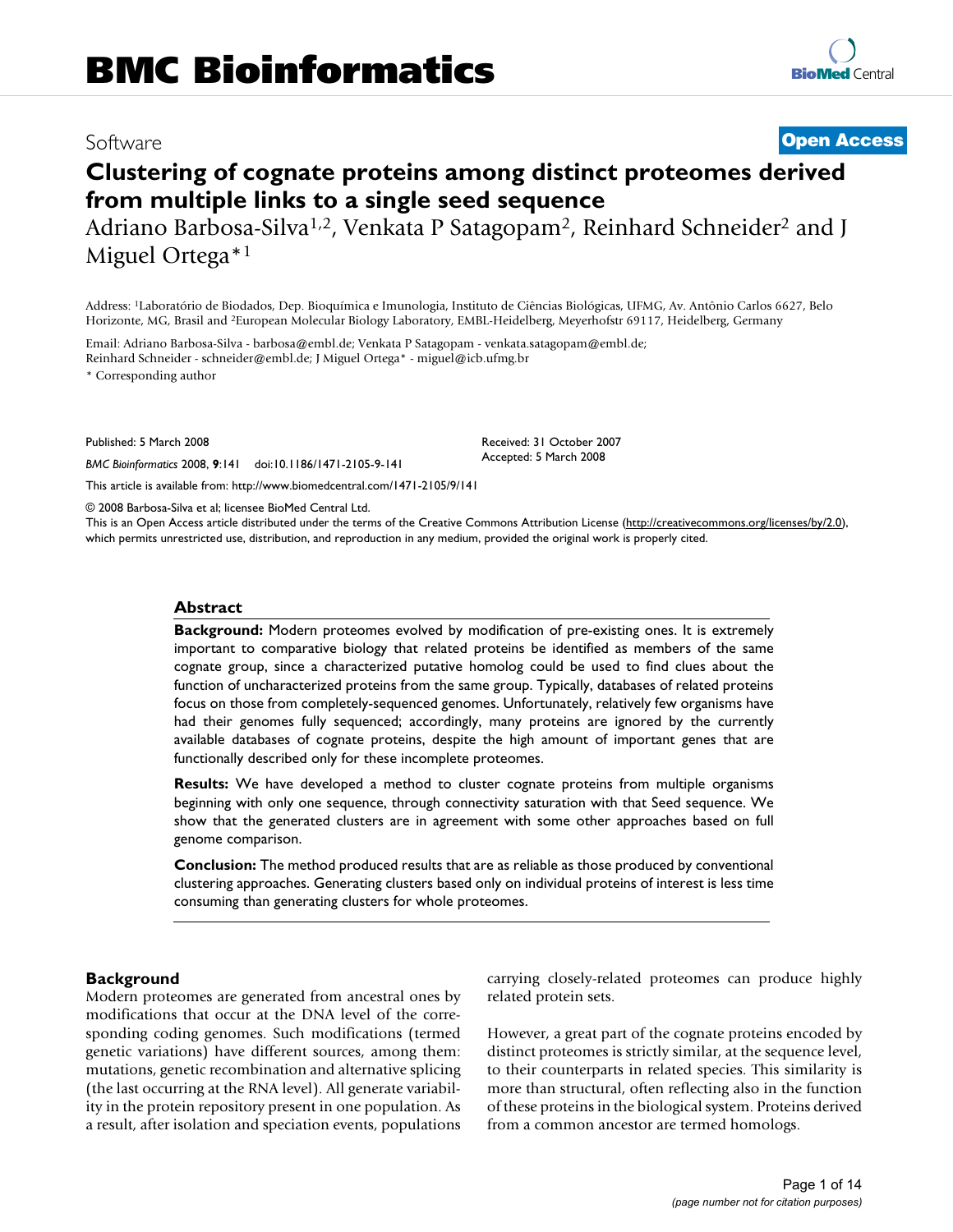# BMC Bioinformatics

Software

**Open Access**

# Clustering of cognate proteins among distinct proteomes derived from multiple links to a single seed sequence

Adriano Barbosa-Silva[1,2], Venkata P Satagopam[2], Reinhard Schneider[2] and J Miguel Ortega*[1]

Address: [1]Laboratório de Biodados, Dep. Bioquímica e Imunologia, Instituto de Ciências Biológicas, UFMG, Av. Antônio Carlos 6627, Belo Horizonte, MG, Brasil and [2]European Molecular Biology Laboratory, EMBL-Heidelberg, Meyerhofstr 69117, Heidelberg, Germany

Email: Adriano Barbosa-Silva - barbosa@embl.de; Venkata P Satagopam - venkata.satagopam@embl.de; Reinhard Schneider - schneider@embl.de; J Miguel Ortega* - miguel@icb.ufmg.br

\* Corresponding author

Published: 5 March 2008

*BMC Bioinformatics* 2008, **9**:141 doi:10.1186/1471-2105-9-141

Received: 31 October 2007
Accepted: 5 March 2008

This article is available from: http://www.biomedcentral.com/1471-2105/9/141

© 2008 Barbosa-Silva et al; licensee BioMed Central Ltd.
This is an Open Access article distributed under the terms of the Creative Commons Attribution License (http://creativecommons.org/licenses/by/2.0), which permits unrestricted use, distribution, and reproduction in any medium, provided the original work is properly cited.

## Abstract

**Background:** Modern proteomes evolved by modification of pre-existing ones. It is extremely important to comparative biology that related proteins be identified as members of the same cognate group, since a characterized putative homolog could be used to find clues about the function of uncharacterized proteins from the same group. Typically, databases of related proteins focus on those from completely-sequenced genomes. Unfortunately, relatively few organisms have had their genomes fully sequenced; accordingly, many proteins are ignored by the currently available databases of cognate proteins, despite the high amount of important genes that are functionally described only for these incomplete proteomes.

**Results:** We have developed a method to cluster cognate proteins from multiple organisms beginning with only one sequence, through connectivity saturation with that Seed sequence. We show that the generated clusters are in agreement with some other approaches based on full genome comparison.

**Conclusion:** The method produced results that are as reliable as those produced by conventional clustering approaches. Generating clusters based only on individual proteins of interest is less time consuming than generating clusters for whole proteomes.

## Background

Modern proteomes are generated from ancestral ones by modifications that occur at the DNA level of the corresponding coding genomes. Such modifications (termed genetic variations) have different sources, among them: mutations, genetic recombination and alternative splicing (the last occurring at the RNA level). All generate variability in the protein repository present in one population. As a result, after isolation and speciation events, populations carrying closely-related proteomes can produce highly related protein sets.

However, a great part of the cognate proteins encoded by distinct proteomes is strictly similar, at the sequence level, to their counterparts in related species. This similarity is more than structural, often reflecting also in the function of these proteins in the biological system. Proteins derived from a common ancestor are termed homologs.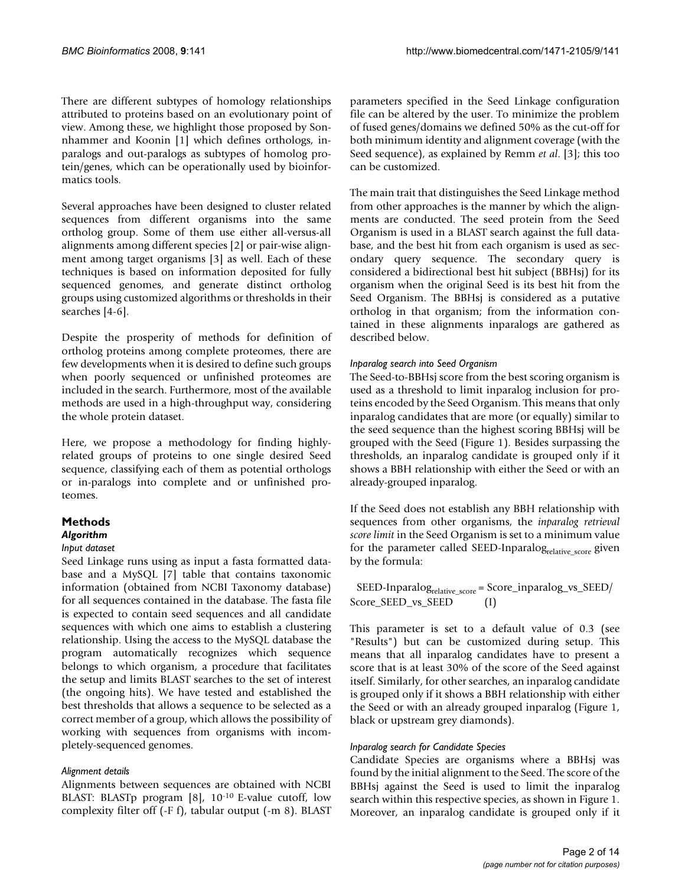There are different subtypes of homology relationships attributed to proteins based on an evolutionary point of view. Among these, we highlight those proposed by Sonnhammer and Koonin [1] which defines orthologs, in-paralogs and out-paralogs as subtypes of homolog protein/genes, which can be operationally used by bioinformatics tools.

Several approaches have been designed to cluster related sequences from different organisms into the same ortholog group. Some of them use either all-versus-all alignments among different species [2] or pair-wise alignment among target organisms [3] as well. Each of these techniques is based on information deposited for fully sequenced genomes, and generate distinct ortholog groups using customized algorithms or thresholds in their searches [4-6].

Despite the prosperity of methods for definition of ortholog proteins among complete proteomes, there are few developments when it is desired to define such groups when poorly sequenced or unfinished proteomes are included in the search. Furthermore, most of the available methods are used in a high-throughput way, considering the whole protein dataset.

Here, we propose a methodology for finding highly-related groups of proteins to one single desired Seed sequence, classifying each of them as potential orthologs or in-paralogs into complete and or unfinished proteomes.

## Methods

### Algorithm

#### Input dataset

Seed Linkage runs using as input a fasta formatted database and a MySQL [7] table that contains taxonomic information (obtained from NCBI Taxonomy database) for all sequences contained in the database. The fasta file is expected to contain seed sequences and all candidate sequences with which one aims to establish a clustering relationship. Using the access to the MySQL database the program automatically recognizes which sequence belongs to which organism, a procedure that facilitates the setup and limits BLAST searches to the set of interest (the ongoing hits). We have tested and established the best thresholds that allows a sequence to be selected as a correct member of a group, which allows the possibility of working with sequences from organisms with incompletely-sequenced genomes.

#### Alignment details

Alignments between sequences are obtained with NCBI BLAST: BLASTp program [8], $10^{-10}$ E-value cutoff, low complexity filter off (-F f), tabular output (-m 8). BLAST parameters specified in the Seed Linkage configuration file can be altered by the user. To minimize the problem of fused genes/domains we defined 50% as the cut-off for both minimum identity and alignment coverage (with the Seed sequence), as explained by Remm *et al*. [3]; this too can be customized.

The main trait that distinguishes the Seed Linkage method from other approaches is the manner by which the alignments are conducted. The seed protein from the Seed Organism is used in a BLAST search against the full database, and the best hit from each organism is used as secondary query sequence. The secondary query is considered a bidirectional best hit subject (BBHsj) for its organism when the original Seed is its best hit from the Seed Organism. The BBHsj is considered as a putative ortholog in that organism; from the information contained in these alignments inparalogs are gathered as described below.

#### Inparalog search into Seed Organism

The Seed-to-BBHsj score from the best scoring organism is used as a threshold to limit inparalog inclusion for proteins encoded by the Seed Organism. This means that only inparalog candidates that are more (or equally) similar to the seed sequence than the highest scoring BBHsj will be grouped with the Seed (Figure 1). Besides surpassing the thresholds, an inparalog candidate is grouped only if it shows a BBH relationship with either the Seed or with an already-grouped inparalog.

If the Seed does not establish any BBH relationship with sequences from other organisms, the *inparalog retrieval score limit* in the Seed Organism is set to a minimum value for the parameter called $\text{SEED-Inparalog}_{\text{relative\_score}}$ given by the formula:

$$\text{SEED-Inparalog}_{\text{relative\_score}} = \text{Score\_inparalog\_vs\_SEED} / \text{Score\_SEED\_vs\_SEED} \qquad \text{(I)}$$

This parameter is set to a default value of 0.3 (see "Results") but can be customized during setup. This means that all inparalog candidates have to present a score that is at least 30% of the score of the Seed against itself. Similarly, for other searches, an inparalog candidate is grouped only if it shows a BBH relationship with either the Seed or with an already grouped inparalog (Figure 1, black or upstream grey diamonds).

#### Inparalog search for Candidate Species

Candidate Species are organisms where a BBHsj was found by the initial alignment to the Seed. The score of the BBHsj against the Seed is used to limit the inparalog search within this respective species, as shown in Figure 1. Moreover, an inparalog candidate is grouped only if it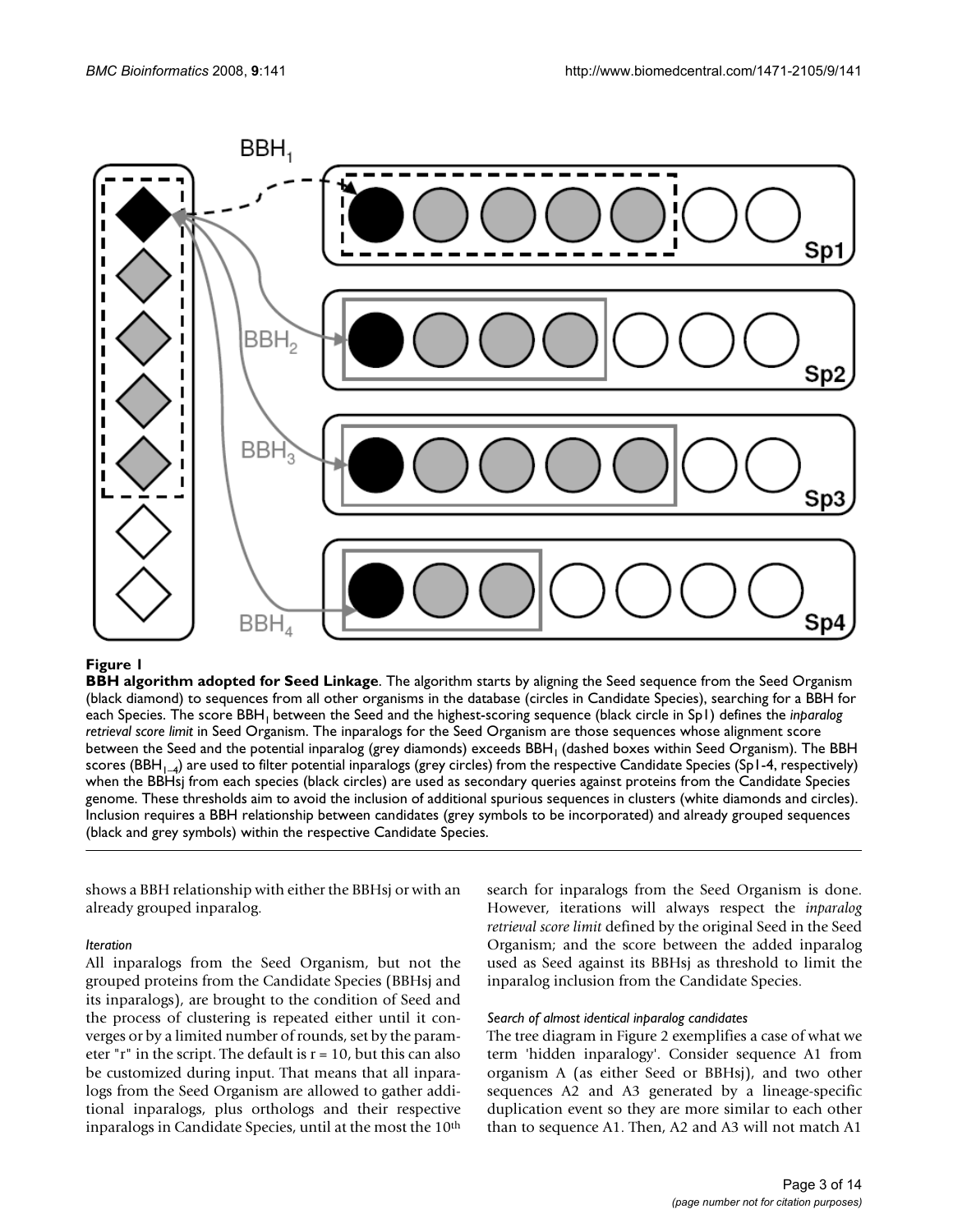**Figure 1**

**BBH algorithm adopted for Seed Linkage**. The algorithm starts by aligning the Seed sequence from the Seed Organism (black diamond) to sequences from all other organisms in the database (circles in Candidate Species), searching for a BBH for each Species. The score $BBH_1$ between the Seed and the highest-scoring sequence (black circle in Sp1) defines the *inparalog retrieval score limit* in Seed Organism. The inparalogs for the Seed Organism are those sequences whose alignment score between the Seed and the potential inparalog (grey diamonds) exceeds $BBH_1$ (dashed boxes within Seed Organism). The BBH scores ($BBH_{1-4}$) are used to filter potential inparalogs (grey circles) from the respective Candidate Species (Sp1-4, respectively) when the BBHsj from each species (black circles) are used as secondary queries against proteins from the Candidate Species genome. These thresholds aim to avoid the inclusion of additional spurious sequences in clusters (white diamonds and circles). Inclusion requires a BBH relationship between candidates (grey symbols to be incorporated) and already grouped sequences (black and grey symbols) within the respective Candidate Species.

shows a BBH relationship with either the BBHsj or with an already grouped inparalog.

*Iteration*

All inparalogs from the Seed Organism, but not the grouped proteins from the Candidate Species (BBHsj and its inparalogs), are brought to the condition of Seed and the process of clustering is repeated either until it converges or by a limited number of rounds, set by the parameter "r" in the script. The default is r = 10, but this can also be customized during input. That means that all inparalogs from the Seed Organism are allowed to gather additional inparalogs, plus orthologs and their respective inparalogs in Candidate Species, until at the most the 10th search for inparalogs from the Seed Organism is done. However, iterations will always respect the *inparalog retrieval score limit* defined by the original Seed in the Seed Organism; and the score between the added inparalog used as Seed against its BBHsj as threshold to limit the inparalog inclusion from the Candidate Species.

*Search of almost identical inparalog candidates*

The tree diagram in Figure 2 exemplifies a case of what we term 'hidden inparalogy'. Consider sequence A1 from organism A (as either Seed or BBHsj), and two other sequences A2 and A3 generated by a lineage-specific duplication event so they are more similar to each other than to sequence A1. Then, A2 and A3 will not match A1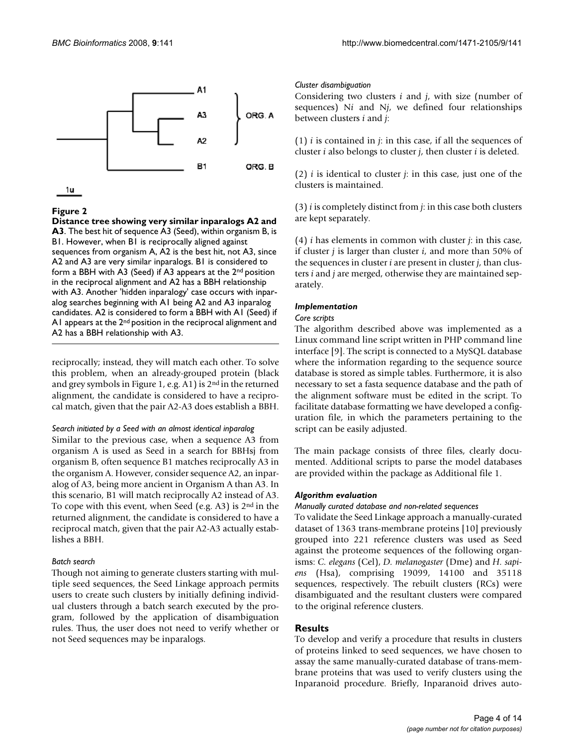**Figure 2**

**Distance tree showing very similar inparalogs A2 and A3**. The best hit of sequence A3 (Seed), within organism B, is B1. However, when B1 is reciprocally aligned against sequences from organism A, A2 is the best hit, not A3, since A2 and A3 are very similar inparalogs. B1 is considered to form a BBH with A3 (Seed) if A3 appears at the 2nd position in the reciprocal alignment and A2 has a BBH relationship with A3. Another 'hidden inparalogy' case occurs with inparalog searches beginning with A1 being A2 and A3 inparalog candidates. A2 is considered to form a BBH with A1 (Seed) if A1 appears at the 2nd position in the reciprocal alignment and A2 has a BBH relationship with A3.

reciprocally; instead, they will match each other. To solve this problem, when an already-grouped protein (black and grey symbols in Figure 1, e.g. A1) is 2nd in the returned alignment, the candidate is considered to have a reciprocal match, given that the pair A2-A3 does establish a BBH.

*Search initiated by a Seed with an almost identical inparalog*

Similar to the previous case, when a sequence A3 from organism A is used as Seed in a search for BBHsj from organism B, often sequence B1 matches reciprocally A3 in the organism A. However, consider sequence A2, an inparalog of A3, being more ancient in Organism A than A3. In this scenario, B1 will match reciprocally A2 instead of A3. To cope with this event, when Seed (e.g. A3) is 2nd in the returned alignment, the candidate is considered to have a reciprocal match, given that the pair A2-A3 actually establishes a BBH.

*Batch search*

Though not aiming to generate clusters starting with multiple seed sequences, the Seed Linkage approach permits users to create such clusters by initially defining individual clusters through a batch search executed by the program, followed by the application of disambiguation rules. Thus, the user does not need to verify whether or not Seed sequences may be inparalogs.

*Cluster disambiguation*

Considering two clusters *i* and *j*, with size (number of sequences) N*i* and N*j*, we defined four relationships between clusters *i* and *j*:

(1) *i* is contained in *j*: in this case, if all the sequences of cluster *i* also belongs to cluster *j*, then cluster *i* is deleted.

(2) *i* is identical to cluster *j*: in this case, just one of the clusters is maintained.

(3) *i* is completely distinct from *j*: in this case both clusters are kept separately.

(4) *i* has elements in common with cluster *j*: in this case, if cluster *j* is larger than cluster *i*, and more than 50% of the sequences in cluster *i* are present in cluster *j*, than clusters *i* and *j* are merged, otherwise they are maintained separately.

### *Implementation*

*Core scripts*

The algorithm described above was implemented as a Linux command line script written in PHP command line interface [9]. The script is connected to a MySQL database where the information regarding to the sequence source database is stored as simple tables. Furthermore, it is also necessary to set a fasta sequence database and the path of the alignment software must be edited in the script. To facilitate database formatting we have developed a configuration file, in which the parameters pertaining to the script can be easily adjusted.

The main package consists of three files, clearly documented. Additional scripts to parse the model databases are provided within the package as Additional file 1.

### *Algorithm evaluation*

*Manually curated database and non-related sequences*

To validate the Seed Linkage approach a manually-curated dataset of 1363 trans-membrane proteins [10] previously grouped into 221 reference clusters was used as Seed against the proteome sequences of the following organisms: *C. elegans* (Cel), *D. melanogaster* (Dme) and *H. sapiens* (Hsa), comprising 19099, 14100 and 35118 sequences, respectively. The rebuilt clusters (RCs) were disambiguated and the resultant clusters were compared to the original reference clusters.

## Results

To develop and verify a procedure that results in clusters of proteins linked to seed sequences, we have chosen to assay the same manually-curated database of trans-membrane proteins that was used to verify clusters using the Inparanoid procedure. Briefly, Inparanoid drives auto-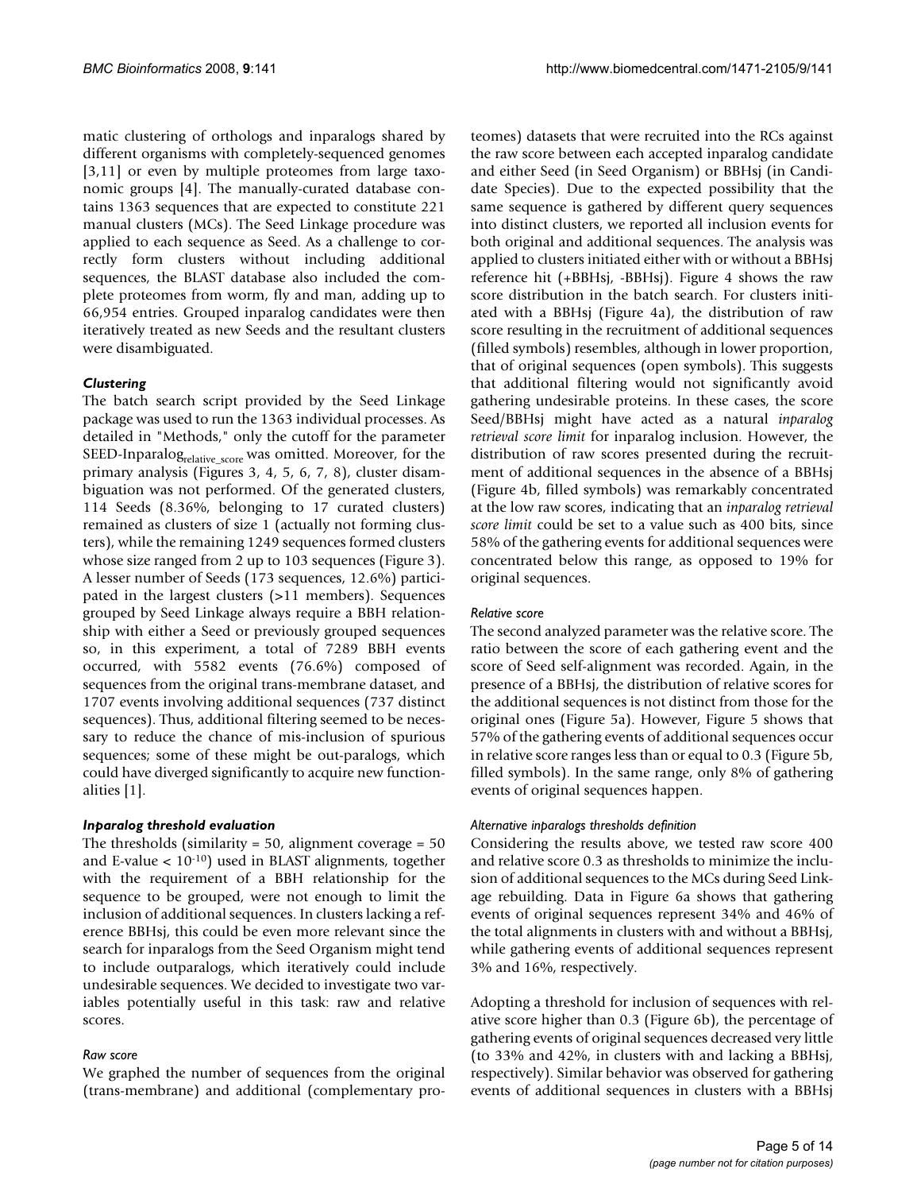matic clustering of orthologs and inparalogs shared by different organisms with completely-sequenced genomes [3,11] or even by multiple proteomes from large taxonomic groups [4]. The manually-curated database contains 1363 sequences that are expected to constitute 221 manual clusters (MCs). The Seed Linkage procedure was applied to each sequence as Seed. As a challenge to correctly form clusters without including additional sequences, the BLAST database also included the complete proteomes from worm, fly and man, adding up to 66,954 entries. Grouped inparalog candidates were then iteratively treated as new Seeds and the resultant clusters were disambiguated.

### *Clustering*

The batch search script provided by the Seed Linkage package was used to run the 1363 individual processes. As detailed in "Methods," only the cutoff for the parameter SEED-Inparalog$_{relative\_score}$ was omitted. Moreover, for the primary analysis (Figures 3, 4, 5, 6, 7, 8), cluster disambiguation was not performed. Of the generated clusters, 114 Seeds (8.36%, belonging to 17 curated clusters) remained as clusters of size 1 (actually not forming clusters), while the remaining 1249 sequences formed clusters whose size ranged from 2 up to 103 sequences (Figure 3). A lesser number of Seeds (173 sequences, 12.6%) participated in the largest clusters (>11 members). Sequences grouped by Seed Linkage always require a BBH relationship with either a Seed or previously grouped sequences so, in this experiment, a total of 7289 BBH events occurred, with 5582 events (76.6%) composed of sequences from the original trans-membrane dataset, and 1707 events involving additional sequences (737 distinct sequences). Thus, additional filtering seemed to be necessary to reduce the chance of mis-inclusion of spurious sequences; some of these might be out-paralogs, which could have diverged significantly to acquire new functionalities [1].

### *Inparalog threshold evaluation*

The thresholds (similarity = 50, alignment coverage = 50 and E-value < $10^{-10}$) used in BLAST alignments, together with the requirement of a BBH relationship for the sequence to be grouped, were not enough to limit the inclusion of additional sequences. In clusters lacking a reference BBHsj, this could be even more relevant since the search for inparalogs from the Seed Organism might tend to include outparalogs, which iteratively could include undesirable sequences. We decided to investigate two variables potentially useful in this task: raw and relative scores.

#### *Raw score*

We graphed the number of sequences from the original (trans-membrane) and additional (complementary proteomes) datasets that were recruited into the RCs against the raw score between each accepted inparalog candidate and either Seed (in Seed Organism) or BBHsj (in Candidate Species). Due to the expected possibility that the same sequence is gathered by different query sequences into distinct clusters, we reported all inclusion events for both original and additional sequences. The analysis was applied to clusters initiated either with or without a BBHsj reference hit (+BBHsj, -BBHsj). Figure 4 shows the raw score distribution in the batch search. For clusters initiated with a BBHsj (Figure 4a), the distribution of raw score resulting in the recruitment of additional sequences (filled symbols) resembles, although in lower proportion, that of original sequences (open symbols). This suggests that additional filtering would not significantly avoid gathering undesirable proteins. In these cases, the score Seed/BBHsj might have acted as a natural *inparalog retrieval score limit* for inparalog inclusion. However, the distribution of raw scores presented during the recruitment of additional sequences in the absence of a BBHsj (Figure 4b, filled symbols) was remarkably concentrated at the low raw scores, indicating that an *inparalog retrieval score limit* could be set to a value such as 400 bits, since 58% of the gathering events for additional sequences were concentrated below this range, as opposed to 19% for original sequences.

#### *Relative score*

The second analyzed parameter was the relative score. The ratio between the score of each gathering event and the score of Seed self-alignment was recorded. Again, in the presence of a BBHsj, the distribution of relative scores for the additional sequences is not distinct from those for the original ones (Figure 5a). However, Figure 5 shows that 57% of the gathering events of additional sequences occur in relative score ranges less than or equal to 0.3 (Figure 5b, filled symbols). In the same range, only 8% of gathering events of original sequences happen.

#### *Alternative inparalogs thresholds definition*

Considering the results above, we tested raw score 400 and relative score 0.3 as thresholds to minimize the inclusion of additional sequences to the MCs during Seed Linkage rebuilding. Data in Figure 6a shows that gathering events of original sequences represent 34% and 46% of the total alignments in clusters with and without a BBHsj, while gathering events of additional sequences represent 3% and 16%, respectively.

Adopting a threshold for inclusion of sequences with relative score higher than 0.3 (Figure 6b), the percentage of gathering events of original sequences decreased very little (to 33% and 42%, in clusters with and lacking a BBHsj, respectively). Similar behavior was observed for gathering events of additional sequences in clusters with a BBHsj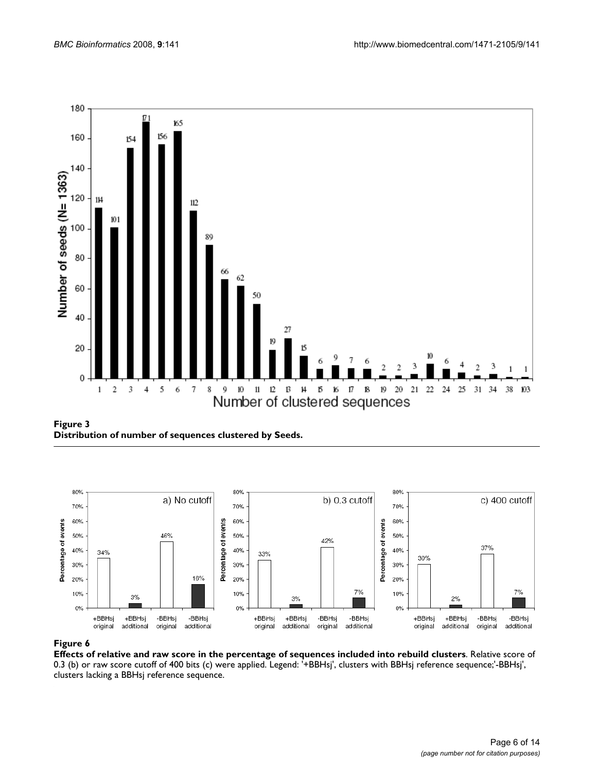**Figure 3**
**Distribution of number of sequences clustered by Seeds.**

**Figure 6**
**Effects of relative and raw score in the percentage of sequences included into rebuild clusters**. Relative score of 0.3 (b) or raw score cutoff of 400 bits (c) were applied. Legend: '+BBHsj', clusters with BBHsj reference sequence;'-BBHsj', clusters lacking a BBHsj reference sequence.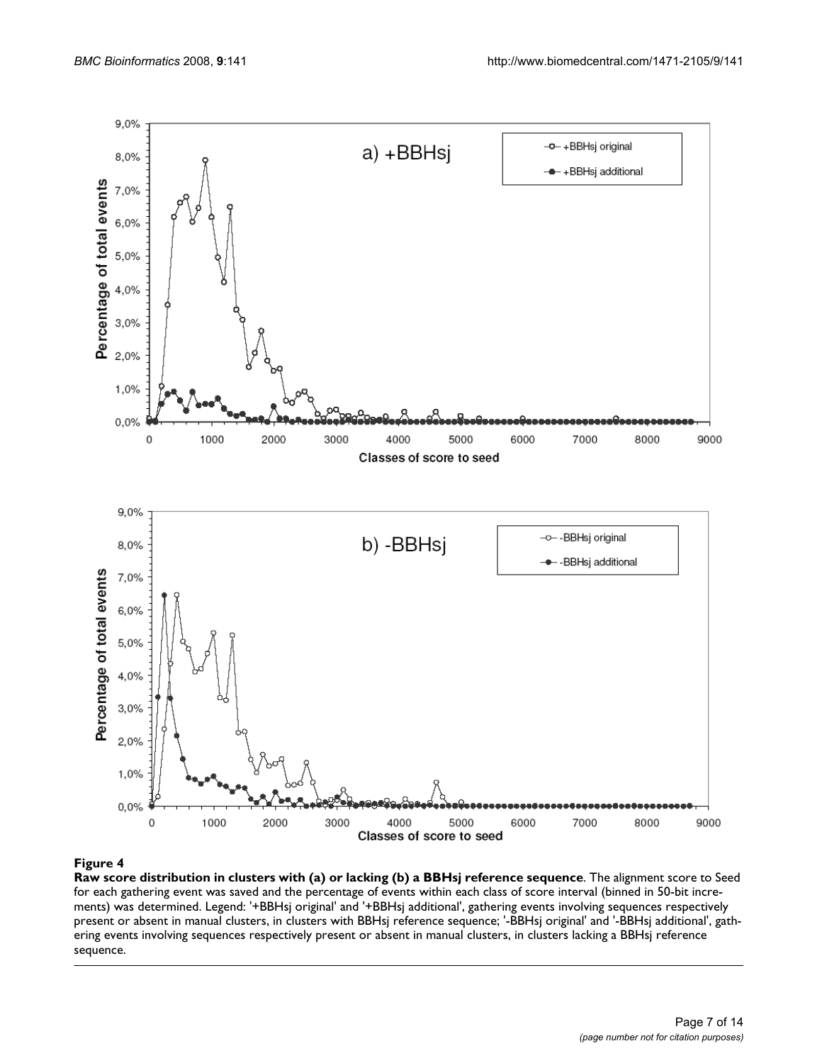**Figure 4**

**Raw score distribution in clusters with (a) or lacking (b) a BBHsj reference sequence**. The alignment score to Seed for each gathering event was saved and the percentage of events within each class of score interval (binned in 50-bit increments) was determined. Legend: '+BBHsj original' and '+BBHsj additional', gathering events involving sequences respectively present or absent in manual clusters, in clusters with BBHsj reference sequence; '-BBHsj original' and '-BBHsj additional', gathering events involving sequences respectively present or absent in manual clusters, in clusters lacking a BBHsj reference sequence.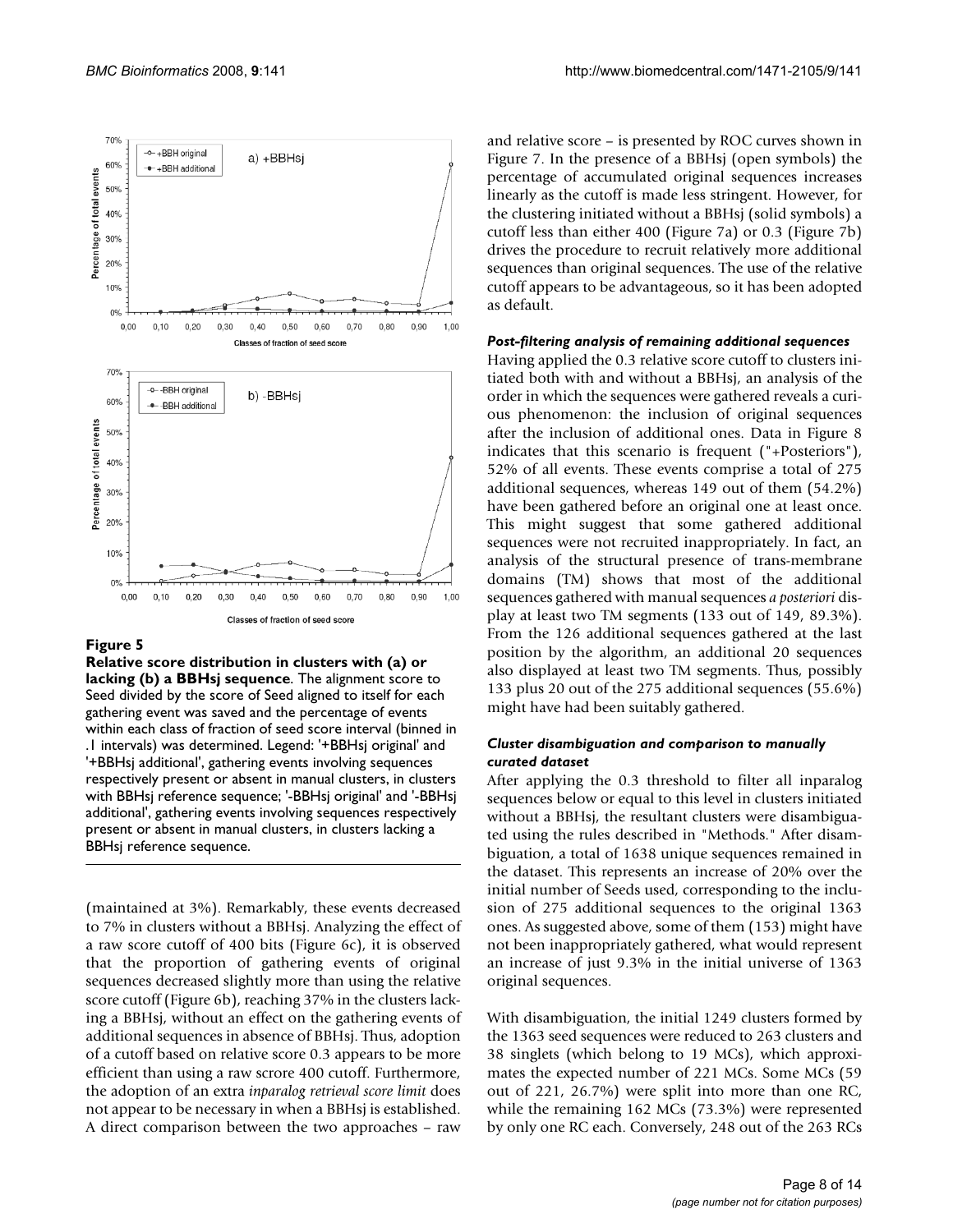**Figure 5**

**Relative score distribution in clusters with (a) or lacking (b) a BBHsj sequence**. The alignment score to Seed divided by the score of Seed aligned to itself for each gathering event was saved and the percentage of events within each class of fraction of seed score interval (binned in .1 intervals) was determined. Legend: '+BBHsj original' and '+BBHsj additional', gathering events involving sequences respectively present or absent in manual clusters, in clusters with BBHsj reference sequence; '-BBHsj original' and '-BBHsj additional', gathering events involving sequences respectively present or absent in manual clusters, in clusters lacking a BBHsj reference sequence.

(maintained at 3%). Remarkably, these events decreased to 7% in clusters without a BBHsj. Analyzing the effect of a raw score cutoff of 400 bits (Figure 6c), it is observed that the proportion of gathering events of original sequences decreased slightly more than using the relative score cutoff (Figure 6b), reaching 37% in the clusters lacking a BBHsj, without an effect on the gathering events of additional sequences in absence of BBHsj. Thus, adoption of a cutoff based on relative score 0.3 appears to be more efficient than using a raw score 400 cutoff. Furthermore, the adoption of an extra *inparalog retrieval score limit* does not appear to be necessary in when a BBHsj is established. A direct comparison between the two approaches – raw and relative score – is presented by ROC curves shown in Figure 7. In the presence of a BBHsj (open symbols) the percentage of accumulated original sequences increases linearly as the cutoff is made less stringent. However, for the clustering initiated without a BBHsj (solid symbols) a cutoff less than either 400 (Figure 7a) or 0.3 (Figure 7b) drives the procedure to recruit relatively more additional sequences than original sequences. The use of the relative cutoff appears to be advantageous, so it has been adopted as default.

### *Post-filtering analysis of remaining additional sequences*

Having applied the 0.3 relative score cutoff to clusters initiated both with and without a BBHsj, an analysis of the order in which the sequences were gathered reveals a curious phenomenon: the inclusion of original sequences after the inclusion of additional ones. Data in Figure 8 indicates that this scenario is frequent ("+Posteriors"), 52% of all events. These events comprise a total of 275 additional sequences, whereas 149 out of them (54.2%) have been gathered before an original one at least once. This might suggest that some gathered additional sequences were not recruited inappropriately. In fact, an analysis of the structural presence of trans-membrane domains (TM) shows that most of the additional sequences gathered with manual sequences *a posteriori* display at least two TM segments (133 out of 149, 89.3%). From the 126 additional sequences gathered at the last position by the algorithm, an additional 20 sequences also displayed at least two TM segments. Thus, possibly 133 plus 20 out of the 275 additional sequences (55.6%) might have had been suitably gathered.

### *Cluster disambiguation and comparison to manually curated dataset*

After applying the 0.3 threshold to filter all inparalog sequences below or equal to this level in clusters initiated without a BBHsj, the resultant clusters were disambiguated using the rules described in "Methods." After disambiguation, a total of 1638 unique sequences remained in the dataset. This represents an increase of 20% over the initial number of Seeds used, corresponding to the inclusion of 275 additional sequences to the original 1363 ones. As suggested above, some of them (153) might have not been inappropriately gathered, what would represent an increase of just 9.3% in the initial universe of 1363 original sequences.

With disambiguation, the initial 1249 clusters formed by the 1363 seed sequences were reduced to 263 clusters and 38 singlets (which belong to 19 MCs), which approximates the expected number of 221 MCs. Some MCs (59 out of 221, 26.7%) were split into more than one RC, while the remaining 162 MCs (73.3%) were represented by only one RC each. Conversely, 248 out of the 263 RCs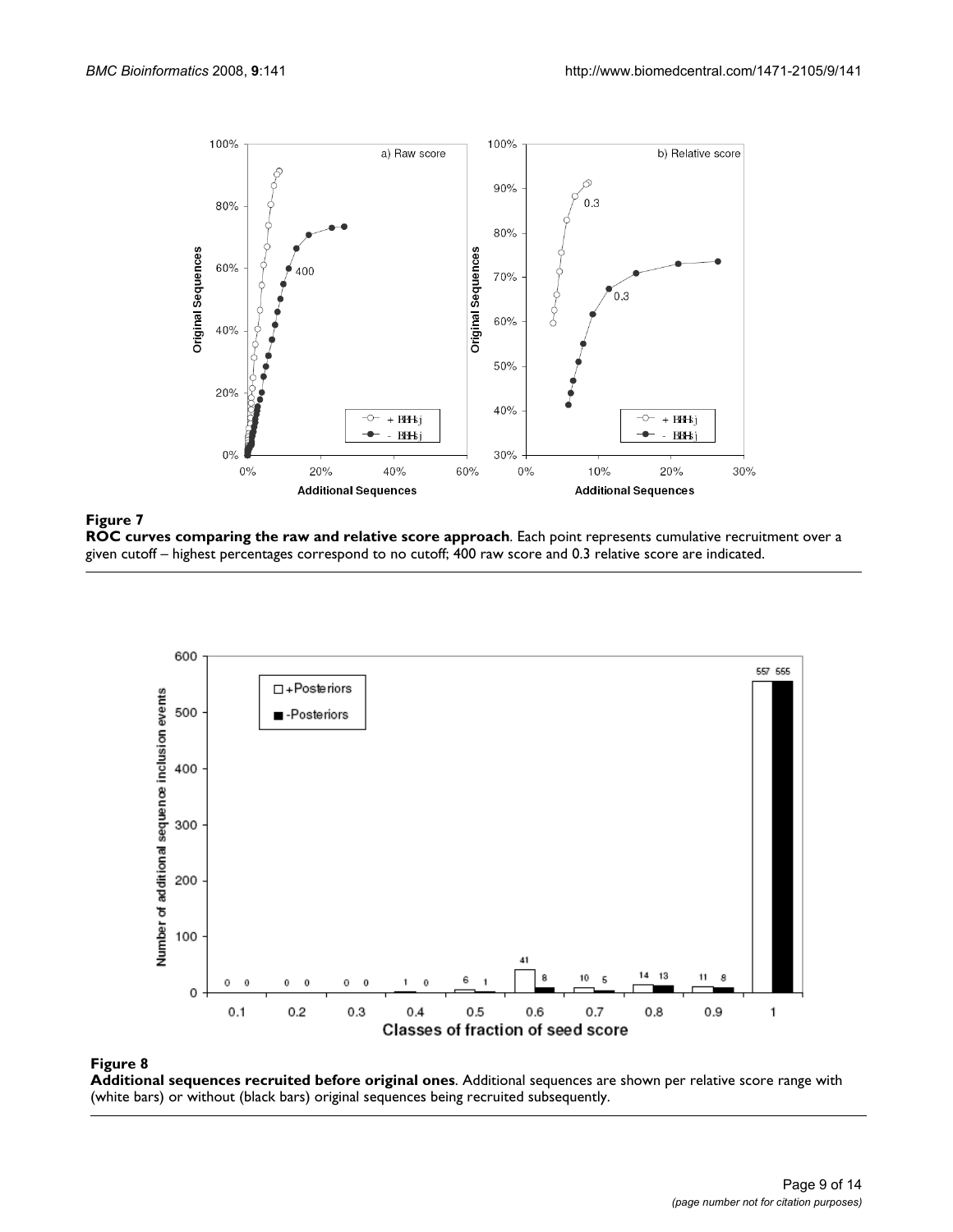**Figure 7**

**ROC curves comparing the raw and relative score approach**. Each point represents cumulative recruitment over a given cutoff – highest percentages correspond to no cutoff; 400 raw score and 0.3 relative score are indicated.

**Figure 8**

**Additional sequences recruited before original ones**. Additional sequences are shown per relative score range with (white bars) or without (black bars) original sequences being recruited subsequently.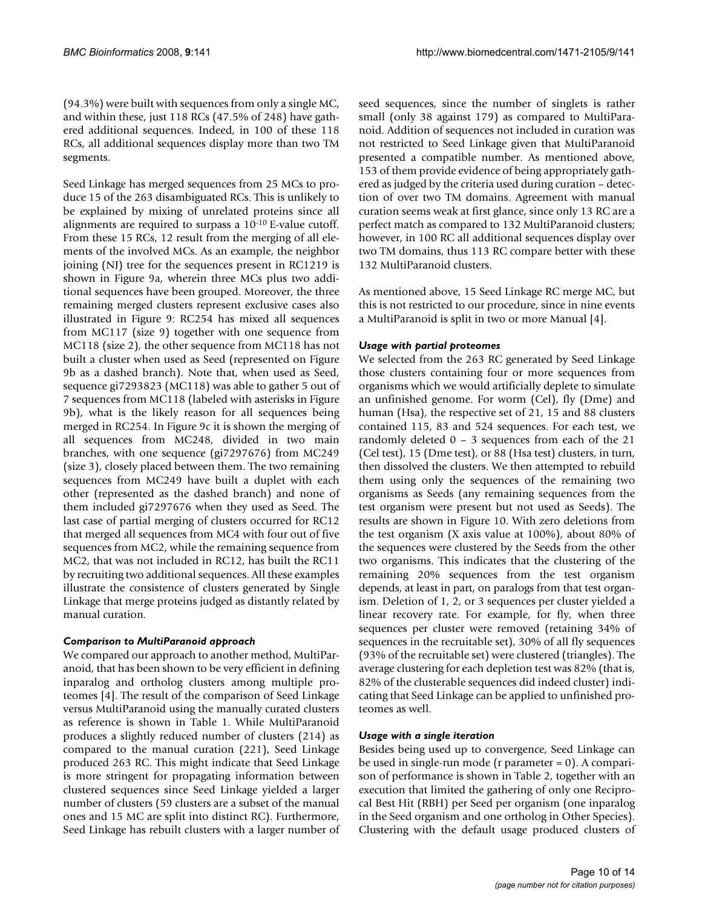(94.3%) were built with sequences from only a single MC, and within these, just 118 RCs (47.5% of 248) have gathered additional sequences. Indeed, in 100 of these 118 RCs, all additional sequences display more than two TM segments.

Seed Linkage has merged sequences from 25 MCs to produce 15 of the 263 disambiguated RCs. This is unlikely to be explained by mixing of unrelated proteins since all alignments are required to surpass a $10^{-10}$ E-value cutoff. From these 15 RCs, 12 result from the merging of all elements of the involved MCs. As an example, the neighbor joining (NJ) tree for the sequences present in RC1219 is shown in Figure 9a, wherein three MCs plus two additional sequences have been grouped. Moreover, the three remaining merged clusters represent exclusive cases also illustrated in Figure 9: RC254 has mixed all sequences from MC117 (size 9) together with one sequence from MC118 (size 2), the other sequence from MC118 has not built a cluster when used as Seed (represented on Figure 9b as a dashed branch). Note that, when used as Seed, sequence gi7293823 (MC118) was able to gather 5 out of 7 sequences from MC118 (labeled with asterisks in Figure 9b), what is the likely reason for all sequences being merged in RC254. In Figure 9c it is shown the merging of all sequences from MC248, divided in two main branches, with one sequence (gi7297676) from MC249 (size 3), closely placed between them. The two remaining sequences from MC249 have built a duplet with each other (represented as the dashed branch) and none of them included gi7297676 when they used as Seed. The last case of partial merging of clusters occurred for RC12 that merged all sequences from MC4 with four out of five sequences from MC2, while the remaining sequence from MC2, that was not included in RC12, has built the RC11 by recruiting two additional sequences. All these examples illustrate the consistence of clusters generated by Single Linkage that merge proteins judged as distantly related by manual curation.

### *Comparison to MultiParanoid approach*

We compared our approach to another method, MultiParanoid, that has been shown to be very efficient in defining inparalog and ortholog clusters among multiple proteomes [4]. The result of the comparison of Seed Linkage versus MultiParanoid using the manually curated clusters as reference is shown in Table 1. While MultiParanoid produces a slightly reduced number of clusters (214) as compared to the manual curation (221), Seed Linkage produced 263 RC. This might indicate that Seed Linkage is more stringent for propagating information between clustered sequences since Seed Linkage yielded a larger number of clusters (59 clusters are a subset of the manual ones and 15 MC are split into distinct RC). Furthermore, Seed Linkage has rebuilt clusters with a larger number of seed sequences, since the number of singlets is rather small (only 38 against 179) as compared to MultiParanoid. Addition of sequences not included in curation was not restricted to Seed Linkage given that MultiParanoid presented a compatible number. As mentioned above, 153 of them provide evidence of being appropriately gathered as judged by the criteria used during curation – detection of over two TM domains. Agreement with manual curation seems weak at first glance, since only 13 RC are a perfect match as compared to 132 MultiParanoid clusters; however, in 100 RC all additional sequences display over two TM domains, thus 113 RC compare better with these 132 MultiParanoid clusters.

As mentioned above, 15 Seed Linkage RC merge MC, but this is not restricted to our procedure, since in nine events a MultiParanoid is split in two or more Manual [4].

### *Usage with partial proteomes*

We selected from the 263 RC generated by Seed Linkage those clusters containing four or more sequences from organisms which we would artificially deplete to simulate an unfinished genome. For worm (Cel), fly (Dme) and human (Hsa), the respective set of 21, 15 and 88 clusters contained 115, 83 and 524 sequences. For each test, we randomly deleted 0 – 3 sequences from each of the 21 (Cel test), 15 (Dme test), or 88 (Hsa test) clusters, in turn, then dissolved the clusters. We then attempted to rebuild them using only the sequences of the remaining two organisms as Seeds (any remaining sequences from the test organism were present but not used as Seeds). The results are shown in Figure 10. With zero deletions from the test organism (X axis value at 100%), about 80% of the sequences were clustered by the Seeds from the other two organisms. This indicates that the clustering of the remaining 20% sequences from the test organism depends, at least in part, on paralogs from that test organism. Deletion of 1, 2, or 3 sequences per cluster yielded a linear recovery rate. For example, for fly, when three sequences per cluster were removed (retaining 34% of sequences in the recruitable set), 30% of all fly sequences (93% of the recruitable set) were clustered (triangles). The average clustering for each depletion test was 82% (that is, 82% of the clusterable sequences did indeed cluster) indicating that Seed Linkage can be applied to unfinished proteomes as well.

### *Usage with a single iteration*

Besides being used up to convergence, Seed Linkage can be used in single-run mode (r parameter = 0). A comparison of performance is shown in Table 2, together with an execution that limited the gathering of only one Reciprocal Best Hit (RBH) per Seed per organism (one inparalog in the Seed organism and one ortholog in Other Species). Clustering with the default usage produced clusters of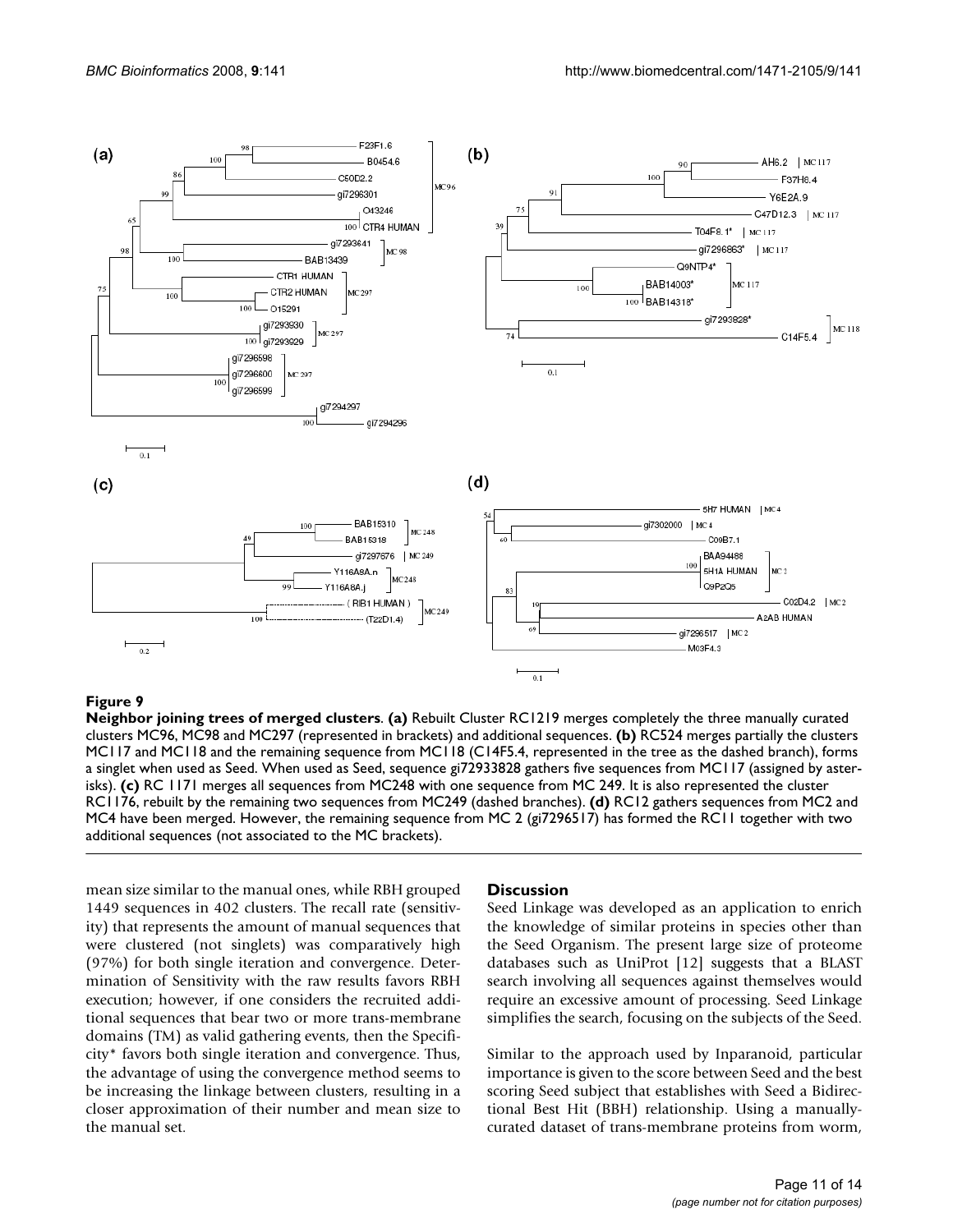**Figure 9**

**Neighbor joining trees of merged clusters**. **(a)** Rebuilt Cluster RC1219 merges completely the three manually curated clusters MC96, MC98 and MC297 (represented in brackets) and additional sequences. **(b)** RC524 merges partially the clusters MC117 and MC118 and the remaining sequence from MC118 (C14F5.4, represented in the tree as the dashed branch), forms a singlet when used as Seed. When used as Seed, sequence gi72933828 gathers five sequences from MC117 (assigned by asterisks). **(c)** RC 1171 merges all sequences from MC248 with one sequence from MC 249. It is also represented the cluster RC1176, rebuilt by the remaining two sequences from MC249 (dashed branches). **(d)** RC12 gathers sequences from MC2 and MC4 have been merged. However, the remaining sequence from MC 2 (gi7296517) has formed the RC11 together with two additional sequences (not associated to the MC brackets).

mean size similar to the manual ones, while RBH grouped 1449 sequences in 402 clusters. The recall rate (sensitivity) that represents the amount of manual sequences that were clustered (not singlets) was comparatively high (97%) for both single iteration and convergence. Determination of Sensitivity with the raw results favors RBH execution; however, if one considers the recruited additional sequences that bear two or more trans-membrane domains (TM) as valid gathering events, then the Specificity* favors both single iteration and convergence. Thus, the advantage of using the convergence method seems to be increasing the linkage between clusters, resulting in a closer approximation of their number and mean size to the manual set.

## Discussion

Seed Linkage was developed as an application to enrich the knowledge of similar proteins in species other than the Seed Organism. The present large size of proteome databases such as UniProt [12] suggests that a BLAST search involving all sequences against themselves would require an excessive amount of processing. Seed Linkage simplifies the search, focusing on the subjects of the Seed.

Similar to the approach used by Inparanoid, particular importance is given to the score between Seed and the best scoring Seed subject that establishes with Seed a Bidirectional Best Hit (BBH) relationship. Using a manually-curated dataset of trans-membrane proteins from worm,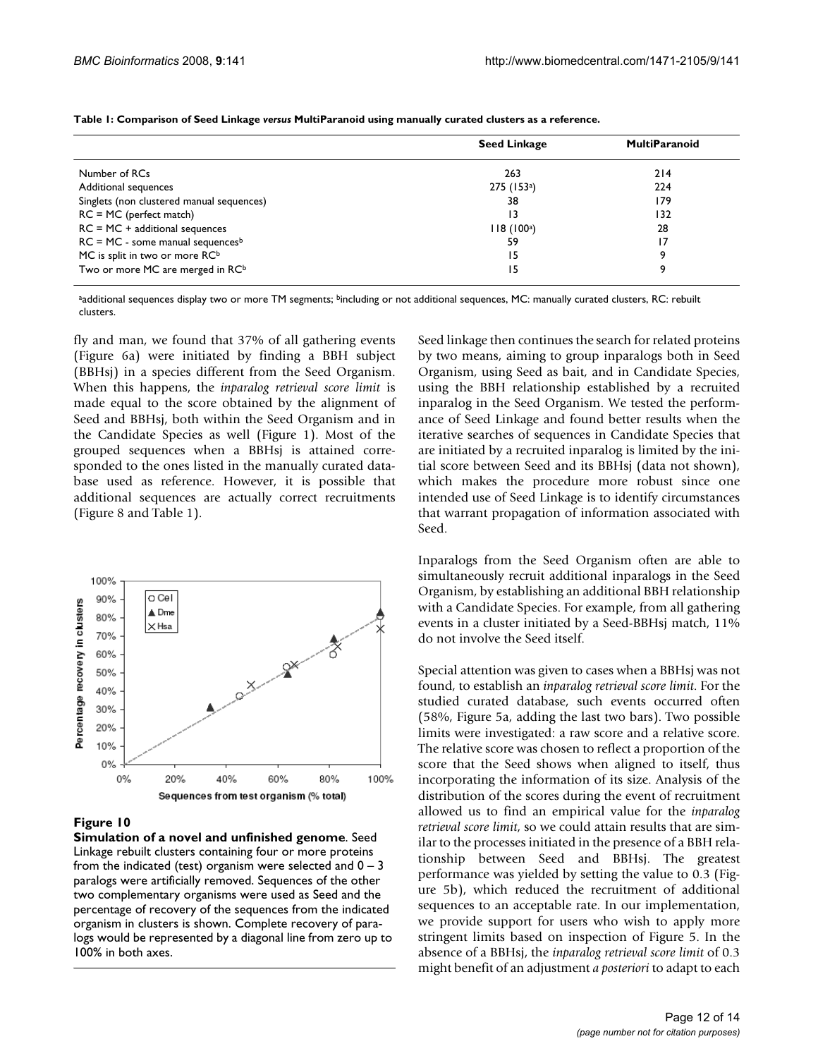**Table 1: Comparison of Seed Linkage *versus* MultiParanoid using manually curated clusters as a reference.**

| | Seed Linkage | MultiParanoid |
|---|---|---|
| Number of RCs | 263 | 214 |
| Additional sequences | 275 (153[a]) | 224 |
| Singlets (non clustered manual sequences) | 38 | 179 |
| RC = MC (perfect match) | 13 | 132 |
| RC = MC + additional sequences | 118 (100[a]) | 28 |
| RC = MC - some manual sequences[b] | 59 | 17 |
| MC is split in two or more RC[b] | 15 | 9 |
| Two or more MC are merged in RC[b] | 15 | 9 |

[a]additional sequences display two or more TM segments; [b]including or not additional sequences, MC: manually curated clusters, RC: rebuilt clusters.

fly and man, we found that 37% of all gathering events (Figure 6a) were initiated by finding a BBH subject (BBHsj) in a species different from the Seed Organism. When this happens, the *inparalog retrieval score limit* is made equal to the score obtained by the alignment of Seed and BBHsj, both within the Seed Organism and in the Candidate Species as well (Figure 1). Most of the grouped sequences when a BBHsj is attained corresponded to the ones listed in the manually curated database used as reference. However, it is possible that additional sequences are actually correct recruitments (Figure 8 and Table 1).

**Figure 10**

**Simulation of a novel and unfinished genome**. Seed Linkage rebuilt clusters containing four or more proteins from the indicated (test) organism were selected and 0 – 3 paralogs were artificially removed. Sequences of the other two complementary organisms were used as Seed and the percentage of recovery of the sequences from the indicated organism in clusters is shown. Complete recovery of paralogs would be represented by a diagonal line from zero up to 100% in both axes.

Seed linkage then continues the search for related proteins by two means, aiming to group inparalogs both in Seed Organism, using Seed as bait, and in Candidate Species, using the BBH relationship established by a recruited inparalog in the Seed Organism. We tested the performance of Seed Linkage and found better results when the iterative searches of sequences in Candidate Species that are initiated by a recruited inparalog is limited by the initial score between Seed and its BBHsj (data not shown), which makes the procedure more robust since one intended use of Seed Linkage is to identify circumstances that warrant propagation of information associated with Seed.

Inparalogs from the Seed Organism often are able to simultaneously recruit additional inparalogs in the Seed Organism, by establishing an additional BBH relationship with a Candidate Species. For example, from all gathering events in a cluster initiated by a Seed-BBHsj match, 11% do not involve the Seed itself.

Special attention was given to cases when a BBHsj was not found, to establish an *inparalog retrieval score limit*. For the studied curated database, such events occurred often (58%, Figure 5a, adding the last two bars). Two possible limits were investigated: a raw score and a relative score. The relative score was chosen to reflect a proportion of the score that the Seed shows when aligned to itself, thus incorporating the information of its size. Analysis of the distribution of the scores during the event of recruitment allowed us to find an empirical value for the *inparalog retrieval score limit*, so we could attain results that are similar to the processes initiated in the presence of a BBH relationship between Seed and BBHsj. The greatest performance was yielded by setting the value to 0.3 (Figure 5b), which reduced the recruitment of additional sequences to an acceptable rate. In our implementation, we provide support for users who wish to apply more stringent limits based on inspection of Figure 5. In the absence of a BBHsj, the *inparalog retrieval score limit* of 0.3 might benefit of an adjustment *a posteriori* to adapt to each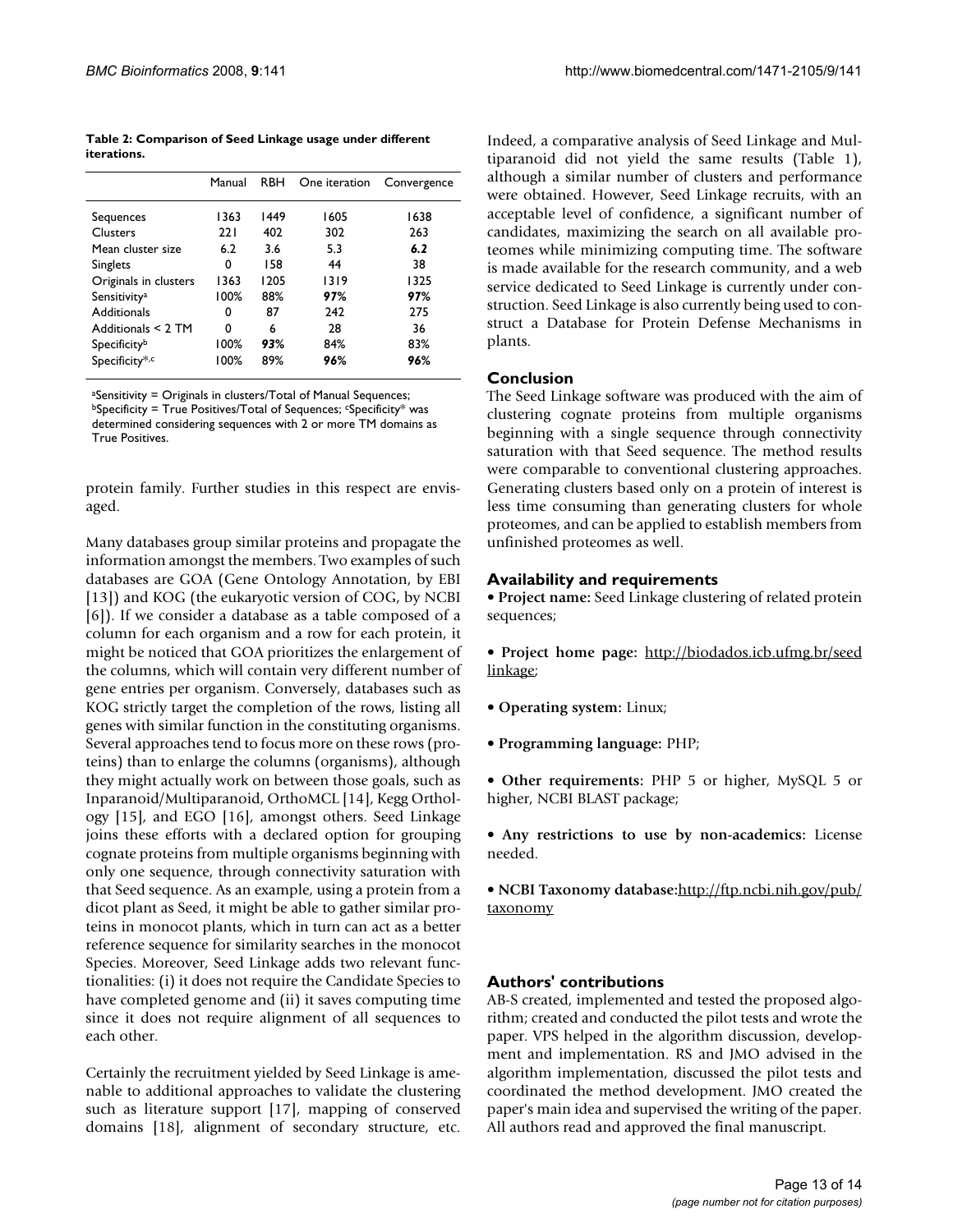**Table 2: Comparison of Seed Linkage usage under different iterations.**

| | Manual | RBH | One iteration | Convergence |
|---|---|---|---|---|
| Sequences | 1363 | 1449 | 1605 | 1638 |
| Clusters | 221 | 402 | 302 | 263 |
| Mean cluster size | 6.2 | 3.6 | 5.3 | **6.2** |
| Singlets | 0 | 158 | 44 | 38 |
| Originals in clusters | 1363 | 1205 | 1319 | 1325 |
| Sensitivity[a] | 100% | 88% | **97%** | **97%** |
| Additionals | 0 | 87 | 242 | 275 |
| Additionals < 2 TM | 0 | 6 | 28 | 36 |
| Specificity[b] | 100% | **93%** | 84% | 83% |
| Specificity*[,c] | 100% | 89% | **96%** | **96%** |

[a]Sensitivity = Originals in clusters/Total of Manual Sequences; [b]Specificity = True Positives/Total of Sequences; [c]Specificity* was determined considering sequences with 2 or more TM domains as True Positives.

protein family. Further studies in this respect are envisaged.

Many databases group similar proteins and propagate the information amongst the members. Two examples of such databases are GOA (Gene Ontology Annotation, by EBI [13]) and KOG (the eukaryotic version of COG, by NCBI [6]). If we consider a database as a table composed of a column for each organism and a row for each protein, it might be noticed that GOA prioritizes the enlargement of the columns, which will contain very different number of gene entries per organism. Conversely, databases such as KOG strictly target the completion of the rows, listing all genes with similar function in the constituting organisms. Several approaches tend to focus more on these rows (proteins) than to enlarge the columns (organisms), although they might actually work on between those goals, such as Inparanoid/Multiparanoid, OrthoMCL [14], Kegg Orthology [15], and EGO [16], amongst others. Seed Linkage joins these efforts with a declared option for grouping cognate proteins from multiple organisms beginning with only one sequence, through connectivity saturation with that Seed sequence. As an example, using a protein from a dicot plant as Seed, it might be able to gather similar proteins in monocot plants, which in turn can act as a better reference sequence for similarity searches in the monocot Species. Moreover, Seed Linkage adds two relevant functionalities: (i) it does not require the Candidate Species to have completed genome and (ii) it saves computing time since it does not require alignment of all sequences to each other.

Certainly the recruitment yielded by Seed Linkage is amenable to additional approaches to validate the clustering such as literature support [17], mapping of conserved domains [18], alignment of secondary structure, etc. Indeed, a comparative analysis of Seed Linkage and Multiparanoid did not yield the same results (Table 1), although a similar number of clusters and performance were obtained. However, Seed Linkage recruits, with an acceptable level of confidence, a significant number of candidates, maximizing the search on all available proteomes while minimizing computing time. The software is made available for the research community, and a web service dedicated to Seed Linkage is currently under construction. Seed Linkage is also currently being used to construct a Database for Protein Defense Mechanisms in plants.

## Conclusion

The Seed Linkage software was produced with the aim of clustering cognate proteins from multiple organisms beginning with a single sequence through connectivity saturation with that Seed sequence. The method results were comparable to conventional clustering approaches. Generating clusters based only on a protein of interest is less time consuming than generating clusters for whole proteomes, and can be applied to establish members from unfinished proteomes as well.

## Availability and requirements

- **Project name:** Seed Linkage clustering of related protein sequences;
- **Project home page:** http://biodados.icb.ufmg.br/seedlinkage;
- **Operating system:** Linux;
- **Programming language:** PHP;
- **Other requirements:** PHP 5 or higher, MySQL 5 or higher, NCBI BLAST package;
- **Any restrictions to use by non-academics:** License needed.
- **NCBI Taxonomy database:** http://ftp.ncbi.nih.gov/pub/taxonomy

## Authors' contributions

AB-S created, implemented and tested the proposed algorithm; created and conducted the pilot tests and wrote the paper. VPS helped in the algorithm discussion, development and implementation. RS and JMO advised in the algorithm implementation, discussed the pilot tests and coordinated the method development. JMO created the paper's main idea and supervised the writing of the paper. All authors read and approved the final manuscript.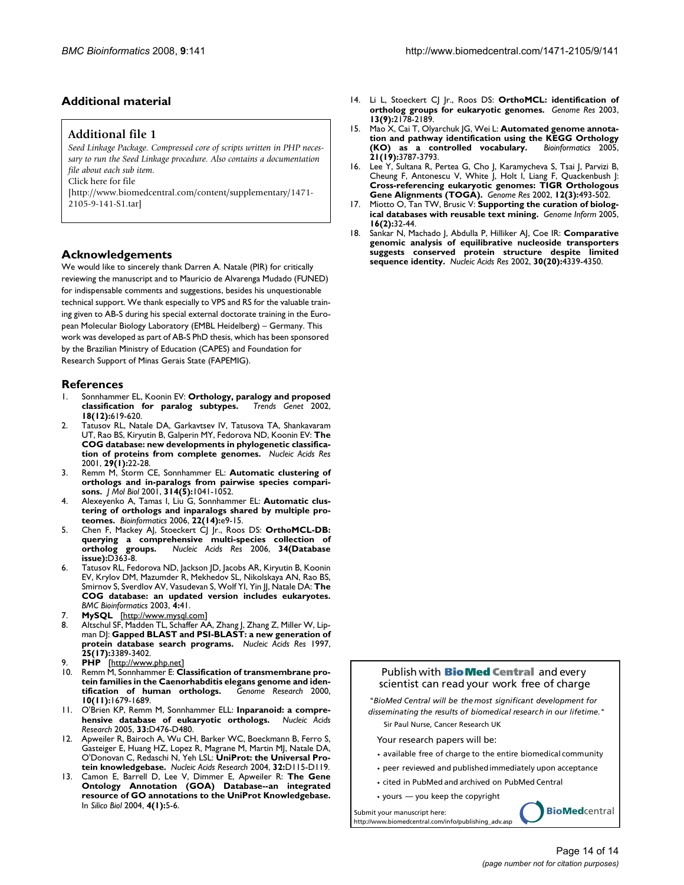## Additional material

**Additional file 1**

*Seed Linkage Package. Compressed core of scripts written in PHP necessary to run the Seed Linkage procedure. Also contains a documentation file about each sub item.*
Click here for file
[http://www.biomedcentral.com/content/supplementary/1471-2105-9-141-S1.tar]

## Acknowledgements

We would like to sincerely thank Darren A. Natale (PIR) for critically reviewing the manuscript and to Mauricio de Alvarenga Mudado (FUNED) for indispensable comments and suggestions, besides his unquestionable technical support. We thank especially to VPS and RS for the valuable training given to AB-S during his special external doctorate training in the European Molecular Biology Laboratory (EMBL Heidelberg) – Germany. This work was developed as part of AB-S PhD thesis, which has been sponsored by the Brazilian Ministry of Education (CAPES) and Foundation for Research Support of Minas Gerais State (FAPEMIG).

## References

1. Sonnhammer EL, Koonin EV: **Orthology, paralogy and proposed classification for paralog subtypes.** *Trends Genet* 2002, **18(12):**619-620.
2. Tatusov RL, Natale DA, Garkavtsev IV, Tatusova TA, Shankavaram UT, Rao BS, Kiryutin B, Galperin MY, Fedorova ND, Koonin EV: **The COG database: new developments in phylogenetic classification of proteins from complete genomes.** *Nucleic Acids Res* 2001, **29(1):**22-28.
3. Remm M, Storm CE, Sonnhammer EL: **Automatic clustering of orthologs and in-paralogs from pairwise species comparisons.** *J Mol Biol* 2001, **314(5):**1041-1052.
4. Alexeyenko A, Tamas I, Liu G, Sonnhammer EL: **Automatic clustering of orthologs and inparalogs shared by multiple proteomes.** *Bioinformatics* 2006, **22(14):**e9-15.
5. Chen F, Mackey AJ, Stoeckert CJ Jr., Roos DS: **OrthoMCL-DB: querying a comprehensive multi-species collection of ortholog groups.** *Nucleic Acids Res* 2006, **34(Database issue):**D363-8.
6. Tatusov RL, Fedorova ND, Jackson JD, Jacobs AR, Kiryutin B, Koonin EV, Krylov DM, Mazumder R, Mekhedov SL, Nikolskaya AN, Rao BS, Smirnov S, Sverdlov AV, Vasudevan S, Wolf YI, Yin JJ, Natale DA: **The COG database: an updated version includes eukaryotes.** *BMC Bioinformatics* 2003, **4:**41.
7. **MySQL** [http://www.mysql.com]
8. Altschul SF, Madden TL, Schaffer AA, Zhang J, Zhang Z, Miller W, Lipman DJ: **Gapped BLAST and PSI-BLAST: a new generation of protein database search programs.** *Nucleic Acids Res* 1997, **25(17):**3389-3402.
9. **PHP** [http://www.php.net]
10. Remm M, Sonnhammer E: **Classification of transmembrane protein families in the Caenorhabditis elegans genome and identification of human orthologs.** *Genome Research* 2000, **10(11):**1679-1689.
11. O'Brien KP, Remm M, Sonnhammer ELL: **Inparanoid: a comprehensive database of eukaryotic orthologs.** *Nucleic Acids Research* 2005, **33:**D476-D480.
12. Apweiler R, Bairoch A, Wu CH, Barker WC, Boeckmann B, Ferro S, Gasteiger E, Huang HZ, Lopez R, Magrane M, Martin MJ, Natale DA, O'Donovan C, Redaschi N, Yeh LSL: **UniProt: the Universal Protein knowledgebase.** *Nucleic Acids Research* 2004, **32:**D115-D119.
13. Camon E, Barrell D, Lee V, Dimmer E, Apweiler R: **The Gene Ontology Annotation (GOA) Database--an integrated resource of GO annotations to the UniProt Knowledgebase.** *In Silico Biol* 2004, **4(1):**5-6.
14. Li L, Stoeckert CJ Jr., Roos DS: **OrthoMCL: identification of ortholog groups for eukaryotic genomes.** *Genome Res* 2003, **13(9):**2178-2189.
15. Mao X, Cai T, Olyarchuk JG, Wei L: **Automated genome annotation and pathway identification using the KEGG Orthology (KO) as a controlled vocabulary.** *Bioinformatics* 2005, **21(19):**3787-3793.
16. Lee Y, Sultana R, Pertea G, Cho J, Karamycheva S, Tsai J, Parvizi B, Cheung F, Antonescu V, White J, Holt I, Liang F, Quackenbush J: **Cross-referencing eukaryotic genomes: TIGR Orthologous Gene Alignments (TOGA).** *Genome Res* 2002, **12(3):**493-502.
17. Miotto O, Tan TW, Brusic V: **Supporting the curation of biological databases with reusable text mining.** *Genome Inform* 2005, **16(2):**32-44.
18. Sankar N, Machado J, Abdulla P, Hilliker AJ, Coe IR: **Comparative genomic analysis of equilibrative nucleoside transporters suggests conserved protein structure despite limited sequence identity.** *Nucleic Acids Res* 2002, **30(20):**4339-4350.

Publish with **BioMed Central** and every scientist can read your work free of charge

*"BioMed Central will be the most significant development for disseminating the results of biomedical research in our lifetime."*
Sir Paul Nurse, Cancer Research UK

Your research papers will be:

- available free of charge to the entire biomedical community
- peer reviewed and published immediately upon acceptance
- cited in PubMed and archived on PubMed Central
- yours — you keep the copyright

Submit your manuscript here:
http://www.biomedcentral.com/info/publishing_adv.asp

**BioMed**central